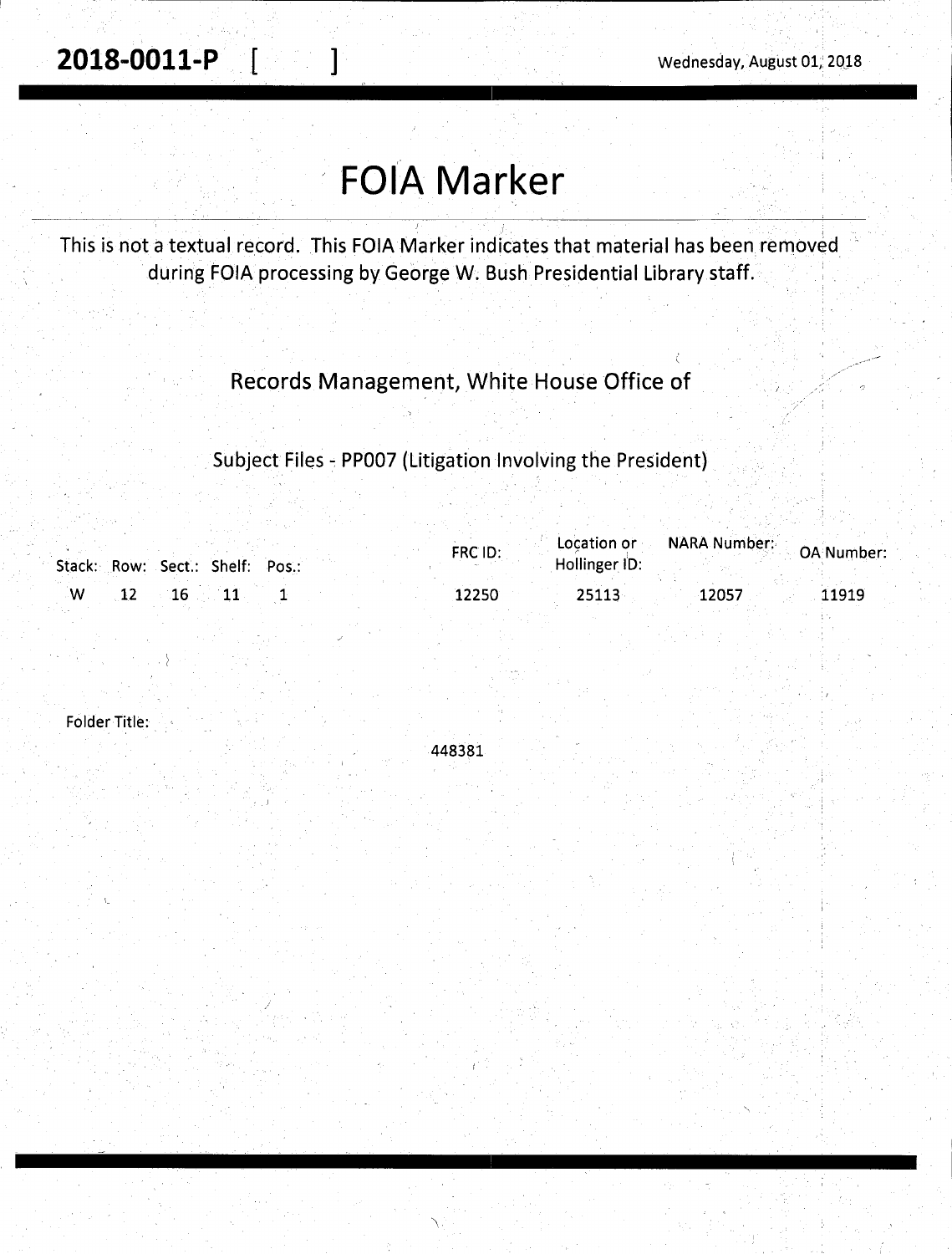**2018-0011-P [ ]** Wednesday, August 01, 2018

# FOIA Marker

This is not a textual record. This FOIA Marker indicates that material has been removed during FOIA processing by George W. Bush Presidential Library staff.

Records Management, White House Office of

Subject Files - PP007 (Litigation Involving the President)

| Stack: | Row: | Sect.: | Shelf: | Pos.: | FRC ID: | Location or Hollinger ID: | NARA Number: | OA Number: |
|---|---|---|---|---|---|---|---|---|
| W | 12 | 16 | 11 | 1 | 12250 | 25113 | 12057 | 11919 |

Folder Title:

448381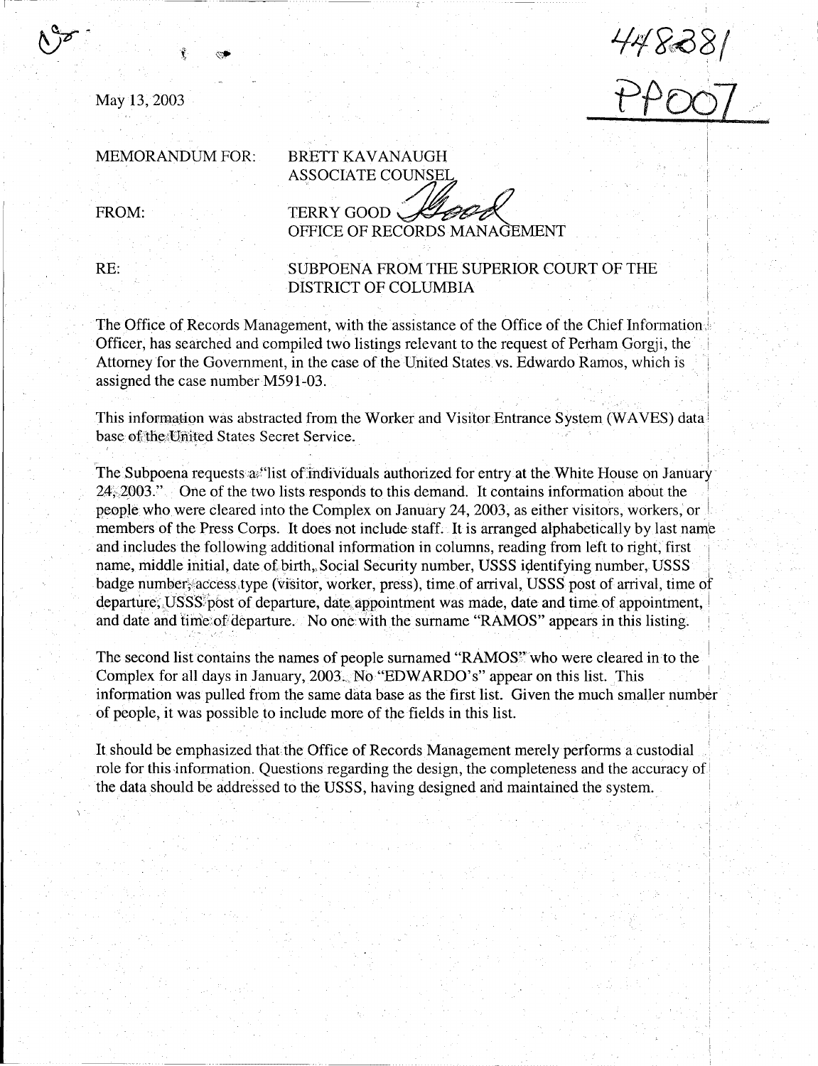May 13, 2003

448381
PP007

MEMORANDUM FOR: BRETT KAVANAUGH
ASSOCIATE COUNSEL

FROM: TERRY GOOD
OFFICE OF RECORDS MANAGEMENT

RE: SUBPOENA FROM THE SUPERIOR COURT OF THE DISTRICT OF COLUMBIA

The Office of Records Management, with the assistance of the Office of the Chief Information Officer, has searched and compiled two listings relevant to the request of Perham Gorgji, the Attorney for the Government, in the case of the United States vs. Edwardo Ramos, which is assigned the case number M591-03.

This information was abstracted from the Worker and Visitor Entrance System (WAVES) data base of the United States Secret Service.

The Subpoena requests a "list of individuals authorized for entry at the White House on January 24, 2003." One of the two lists responds to this demand. It contains information about the people who were cleared into the Complex on January 24, 2003, as either visitors, workers, or members of the Press Corps. It does not include staff. It is arranged alphabetically by last name and includes the following additional information in columns, reading from left to right, first name, middle initial, date of birth, Social Security number, USSS identifying number, USSS badge number, access type (visitor, worker, press), time of arrival, USSS post of arrival, time of departure, USSS post of departure, date appointment was made, date and time of appointment, and date and time of departure. No one with the surname "RAMOS" appears in this listing.

The second list contains the names of people surnamed "RAMOS" who were cleared in to the Complex for all days in January, 2003. No "EDWARDO's" appear on this list. This information was pulled from the same data base as the first list. Given the much smaller number of people, it was possible to include more of the fields in this list.

It should be emphasized that the Office of Records Management merely performs a custodial role for this information. Questions regarding the design, the completeness and the accuracy of the data should be addressed to the USSS, having designed and maintained the system.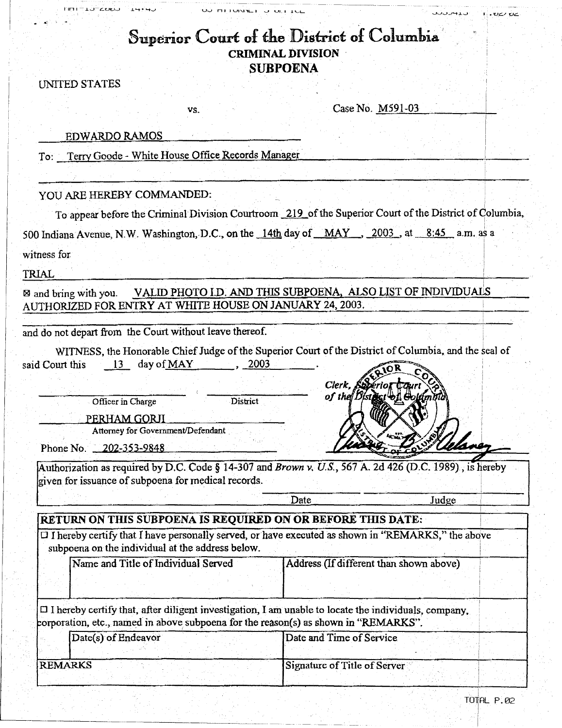# Superior Court of the District of Columbia

## CRIMINAL DIVISION

## SUBPOENA

UNITED STATES

vs. Case No. M591-03

EDWARDO RAMOS

To: Terry Goode - White House Office Records Manager

YOU ARE HEREBY COMMANDED:

To appear before the Criminal Division Courtroom 219 of the Superior Court of the District of Columbia, 500 Indiana Avenue, N.W. Washington, D.C., on the 14th day of MAY, 2003, at 8:45 a.m. as a witness for

TRIAL

☒ and bring with you. VALID PHOTO I.D. AND THIS SUBPOENA, ALSO LIST OF INDIVIDUALS AUTHORIZED FOR ENTRY AT WHITE HOUSE ON JANUARY 24, 2003.

and do not depart from the Court without leave thereof.

WITNESS, the Honorable Chief Judge of the Superior Court of the District of Columbia, and the seal of said Court this 13 day of MAY, 2003.

Clerk, Superior Court of the District of Columbia

| Officer in Charge | District |
|---|---|

PERHAM GORJI
Attorney for Government/Defendant

Phone No. 202-353-9848

Authorization as required by D.C. Code § 14-307 and *Brown v. U.S.*, 567 A. 2d 426 (D.C. 1989), is hereby given for issuance of subpoena for medical records.

Date Judge

**RETURN ON THIS SUBPOENA IS REQUIRED ON OR BEFORE THIS DATE:**

☐ I hereby certify that I have personally served, or have executed as shown in "REMARKS," the above subpoena on the individual at the address below.

| Name and Title of Individual Served | Address (If different than shown above) |
|---|---|
| | |

☐ I hereby certify that, after diligent investigation, I am unable to locate the individuals, company, corporation, etc., named in above subpoena for the reason(s) as shown in "REMARKS".

| Date(s) of Endeavor | Date and Time of Service |
|---|---|
| **REMARKS** | Signature of Title of Server |

TOTAL P.02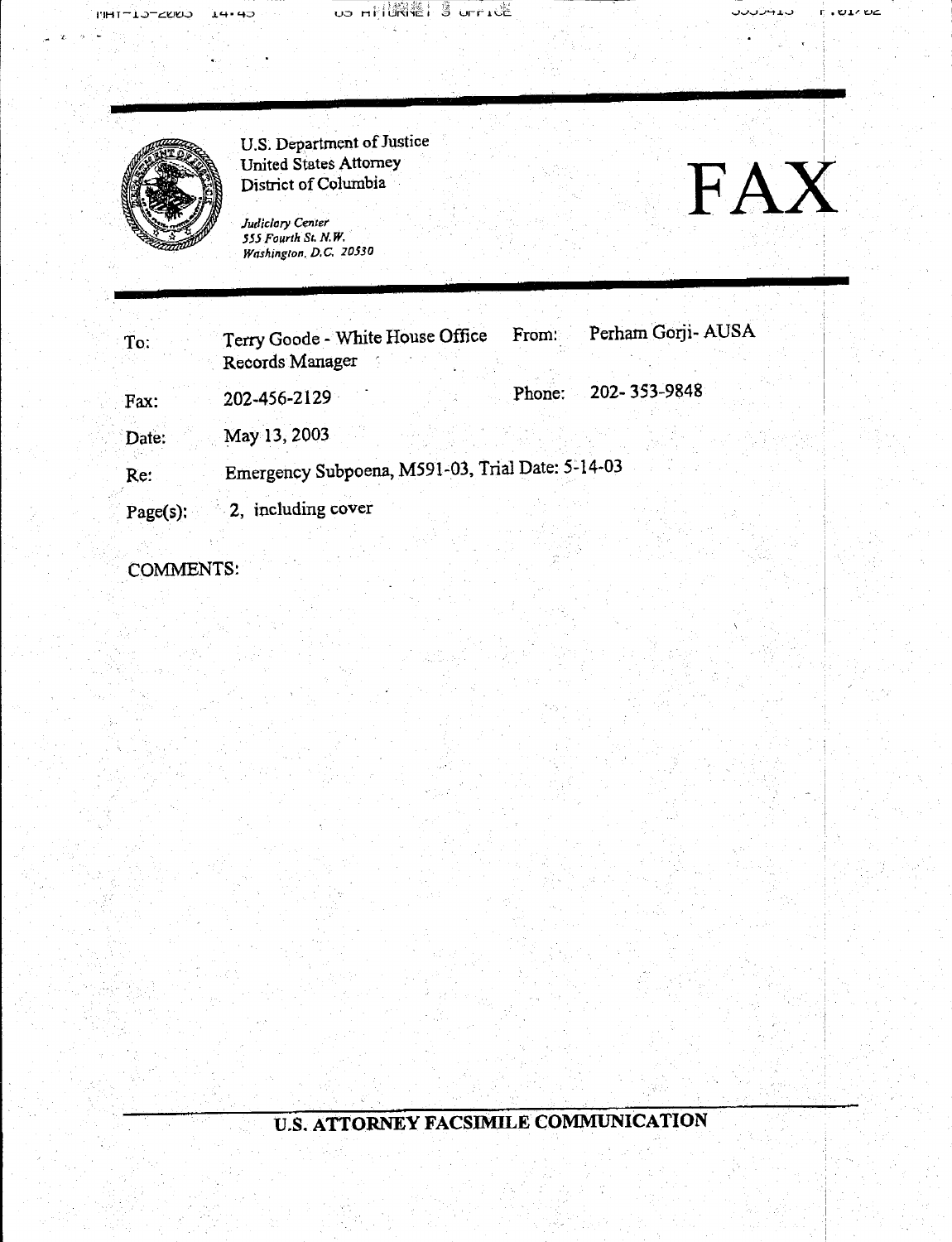U.S. Department of Justice
United States Attorney
District of Columbia

*Judiciary Center*
*555 Fourth St. N.W.*
*Washington, D.C. 20530*

# FAX

| | | | |
|---|---|---|---|
| To: | Terry Goode - White House Office Records Manager | From: | Perham Gorji- AUSA |
| Fax: | 202-456-2129 | Phone: | 202- 353-9848 |
| Date: | May 13, 2003 | | |
| Re: | Emergency Subpoena, M591-03, Trial Date: 5-14-03 | | |
| Page(s): | 2, including cover | | |

COMMENTS:

**U.S. ATTORNEY FACSIMILE COMMUNICATION**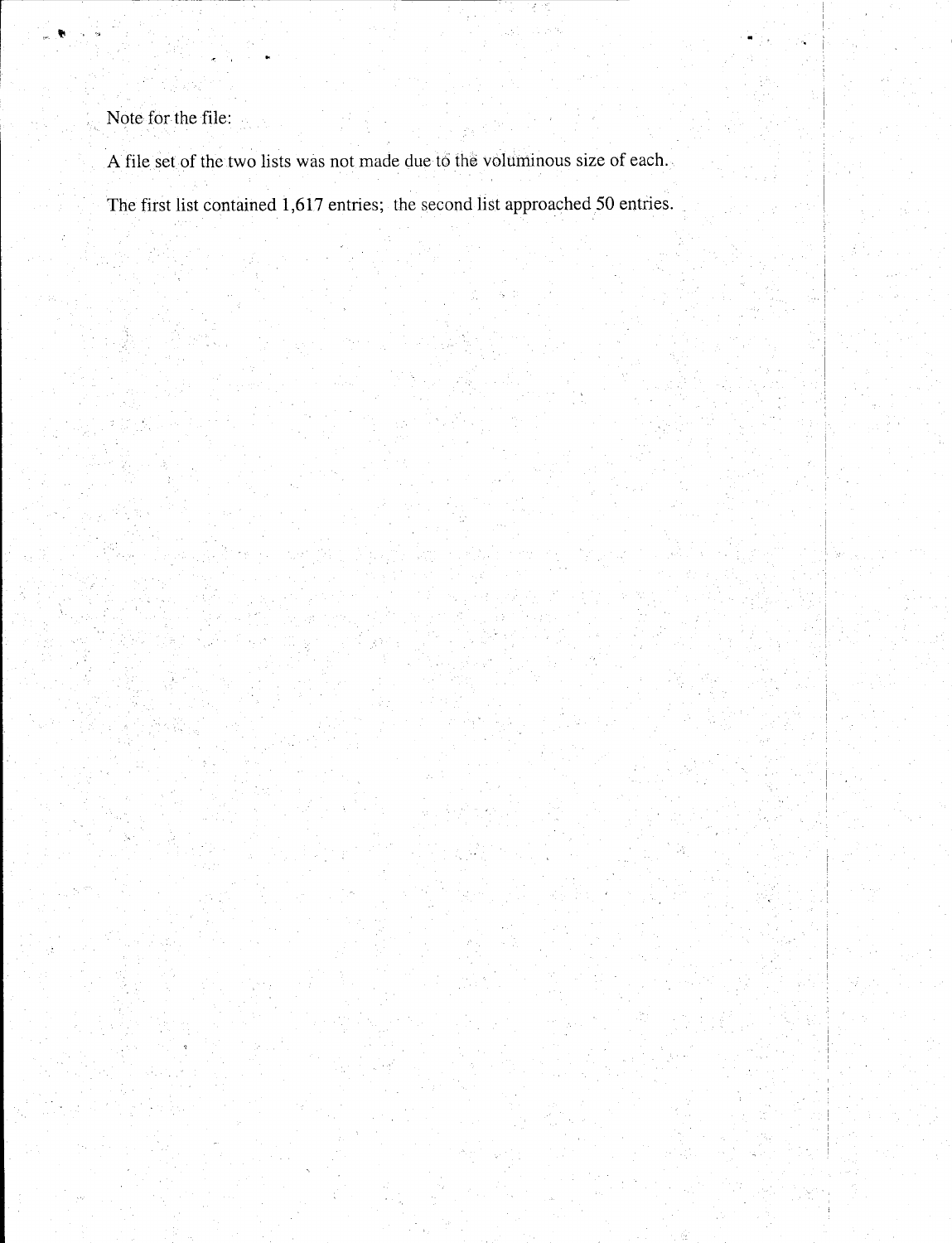Note for the file:

A file set of the two lists was not made due to the voluminous size of each.

The first list contained 1,617 entries; the second list approached 50 entries.